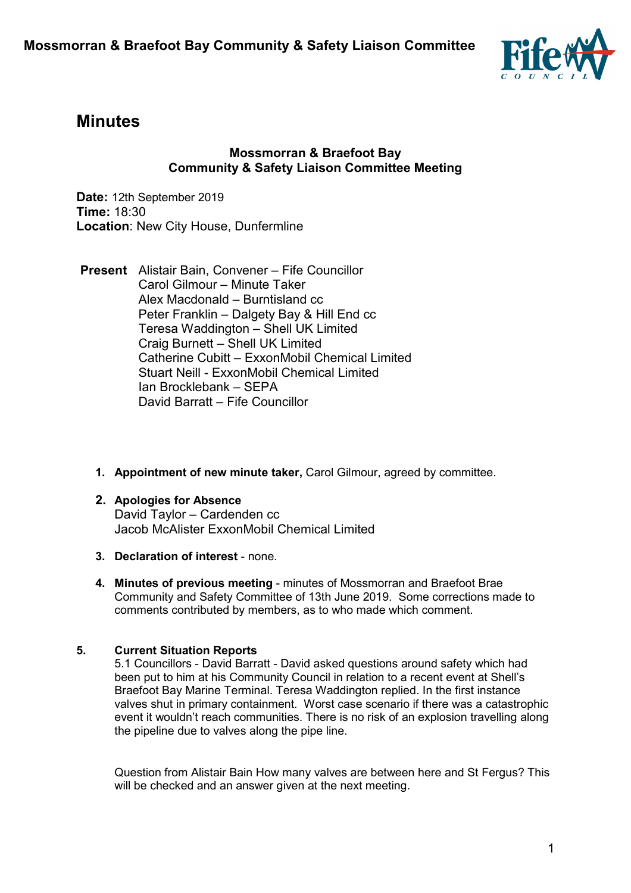# Minutes

**Mossmorran & Braefoot Bay**
**Community & Safety Liaison Committee Meeting**

**Date:** 12th September 2019
**Time:** 18:30
**Location**: New City House, Dunfermline

**Present**
Alistair Bain, Convener – Fife Councillor
Carol Gilmour – Minute Taker
Alex Macdonald – Burntisland cc
Peter Franklin – Dalgety Bay & Hill End cc
Teresa Waddington – Shell UK Limited
Craig Burnett – Shell UK Limited
Catherine Cubitt – ExxonMobil Chemical Limited
Stuart Neill - ExxonMobil Chemical Limited
Ian Brocklebank – SEPA
David Barratt – Fife Councillor

1. **Appointment of new minute taker,** Carol Gilmour, agreed by committee.

2. **Apologies for Absence**
   David Taylor – Cardenden cc
   Jacob McAlister ExxonMobil Chemical Limited

3. **Declaration of interest** - none.

4. **Minutes of previous meeting** - minutes of Mossmorran and Braefoot Brae Community and Safety Committee of 13th June 2019. Some corrections made to comments contributed by members, as to who made which comment.

5. **Current Situation Reports**

   5.1 Councillors - David Barratt - David asked questions around safety which had been put to him at his Community Council in relation to a recent event at Shell's Braefoot Bay Marine Terminal. Teresa Waddington replied. In the first instance valves shut in primary containment. Worst case scenario if there was a catastrophic event it wouldn't reach communities. There is no risk of an explosion travelling along the pipeline due to valves along the pipe line.

   Question from Alistair Bain How many valves are between here and St Fergus? This will be checked and an answer given at the next meeting.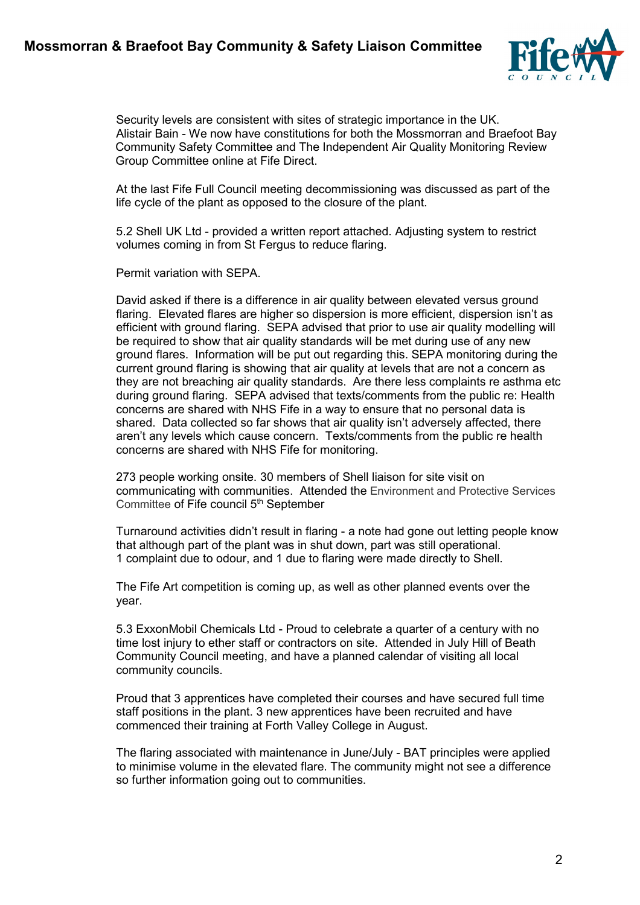Security levels are consistent with sites of strategic importance in the UK. Alistair Bain - We now have constitutions for both the Mossmorran and Braefoot Bay Community Safety Committee and The Independent Air Quality Monitoring Review Group Committee online at Fife Direct.

At the last Fife Full Council meeting decommissioning was discussed as part of the life cycle of the plant as opposed to the closure of the plant.

5.2 Shell UK Ltd - provided a written report attached. Adjusting system to restrict volumes coming in from St Fergus to reduce flaring.

Permit variation with SEPA.

David asked if there is a difference in air quality between elevated versus ground flaring. Elevated flares are higher so dispersion is more efficient, dispersion isn't as efficient with ground flaring. SEPA advised that prior to use air quality modelling will be required to show that air quality standards will be met during use of any new ground flares. Information will be put out regarding this. SEPA monitoring during the current ground flaring is showing that air quality at levels that are not a concern as they are not breaching air quality standards. Are there less complaints re asthma etc during ground flaring. SEPA advised that texts/comments from the public re: Health concerns are shared with NHS Fife in a way to ensure that no personal data is shared. Data collected so far shows that air quality isn't adversely affected, there aren't any levels which cause concern. Texts/comments from the public re health concerns are shared with NHS Fife for monitoring.

273 people working onsite. 30 members of Shell liaison for site visit on communicating with communities. Attended the Environment and Protective Services Committee of Fife council 5th September

Turnaround activities didn't result in flaring - a note had gone out letting people know that although part of the plant was in shut down, part was still operational. 1 complaint due to odour, and 1 due to flaring were made directly to Shell.

The Fife Art competition is coming up, as well as other planned events over the year.

5.3 ExxonMobil Chemicals Ltd - Proud to celebrate a quarter of a century with no time lost injury to ether staff or contractors on site. Attended in July Hill of Beath Community Council meeting, and have a planned calendar of visiting all local community councils.

Proud that 3 apprentices have completed their courses and have secured full time staff positions in the plant. 3 new apprentices have been recruited and have commenced their training at Forth Valley College in August.

The flaring associated with maintenance in June/July - BAT principles were applied to minimise volume in the elevated flare. The community might not see a difference so further information going out to communities.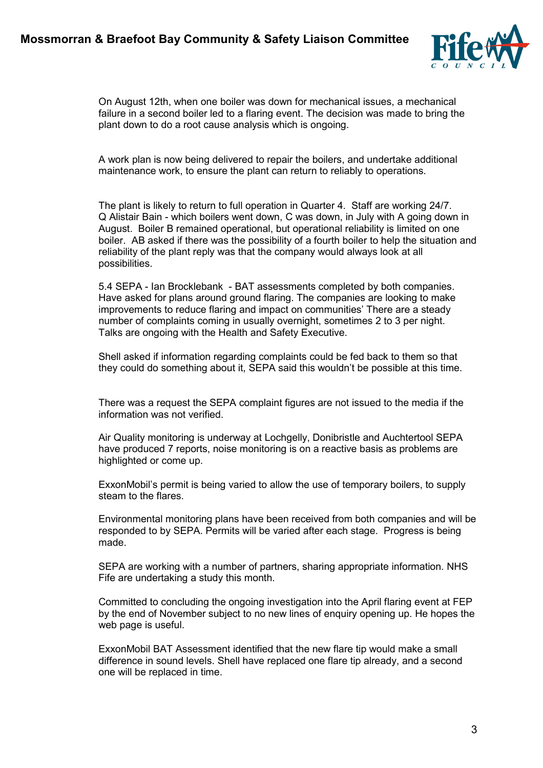On August 12th, when one boiler was down for mechanical issues, a mechanical failure in a second boiler led to a flaring event. The decision was made to bring the plant down to do a root cause analysis which is ongoing.

A work plan is now being delivered to repair the boilers, and undertake additional maintenance work, to ensure the plant can return to reliably to operations.

The plant is likely to return to full operation in Quarter 4. Staff are working 24/7. Q Alistair Bain - which boilers went down, C was down, in July with A going down in August. Boiler B remained operational, but operational reliability is limited on one boiler. AB asked if there was the possibility of a fourth boiler to help the situation and reliability of the plant reply was that the company would always look at all possibilities.

5.4 SEPA - Ian Brocklebank - BAT assessments completed by both companies. Have asked for plans around ground flaring. The companies are looking to make improvements to reduce flaring and impact on communities' There are a steady number of complaints coming in usually overnight, sometimes 2 to 3 per night. Talks are ongoing with the Health and Safety Executive.

Shell asked if information regarding complaints could be fed back to them so that they could do something about it, SEPA said this wouldn't be possible at this time.

There was a request the SEPA complaint figures are not issued to the media if the information was not verified.

Air Quality monitoring is underway at Lochgelly, Donibristle and Auchtertool SEPA have produced 7 reports, noise monitoring is on a reactive basis as problems are highlighted or come up.

ExxonMobil's permit is being varied to allow the use of temporary boilers, to supply steam to the flares.

Environmental monitoring plans have been received from both companies and will be responded to by SEPA. Permits will be varied after each stage. Progress is being made.

SEPA are working with a number of partners, sharing appropriate information. NHS Fife are undertaking a study this month.

Committed to concluding the ongoing investigation into the April flaring event at FEP by the end of November subject to no new lines of enquiry opening up. He hopes the web page is useful.

ExxonMobil BAT Assessment identified that the new flare tip would make a small difference in sound levels. Shell have replaced one flare tip already, and a second one will be replaced in time.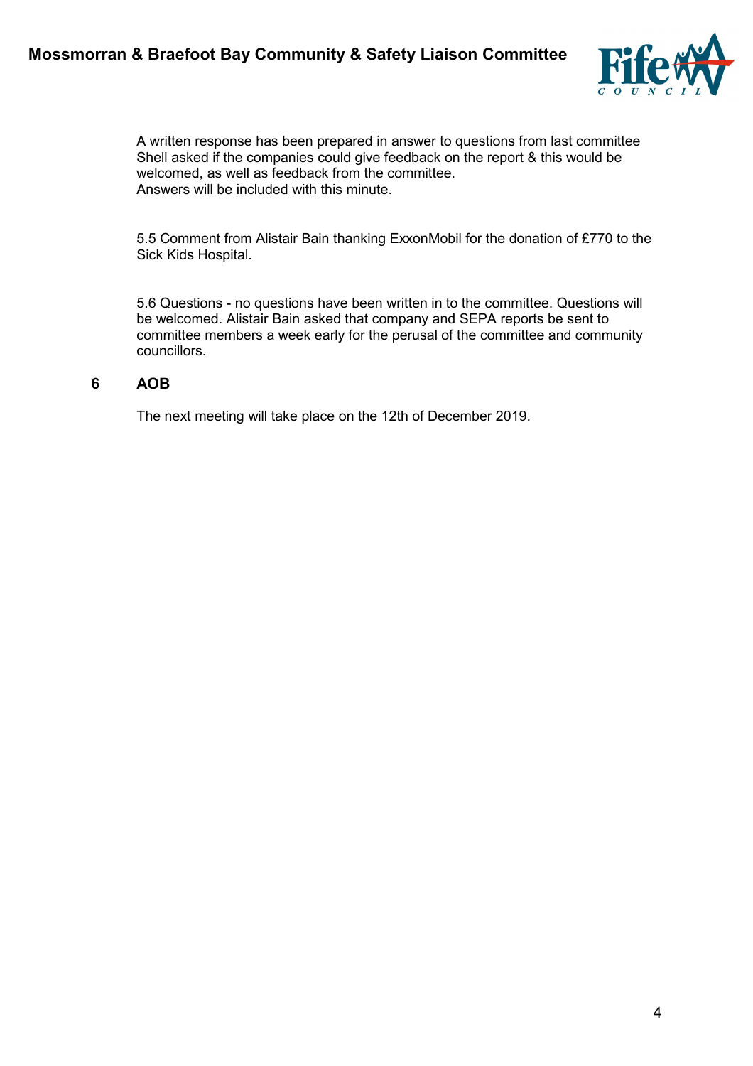A written response has been prepared in answer to questions from last committee Shell asked if the companies could give feedback on the report & this would be welcomed, as well as feedback from the committee.
Answers will be included with this minute.

5.5 Comment from Alistair Bain thanking ExxonMobil for the donation of £770 to the Sick Kids Hospital.

5.6 Questions - no questions have been written in to the committee. Questions will be welcomed. Alistair Bain asked that company and SEPA reports be sent to committee members a week early for the perusal of the committee and community councillors.

## 6 AOB

The next meeting will take place on the 12th of December 2019.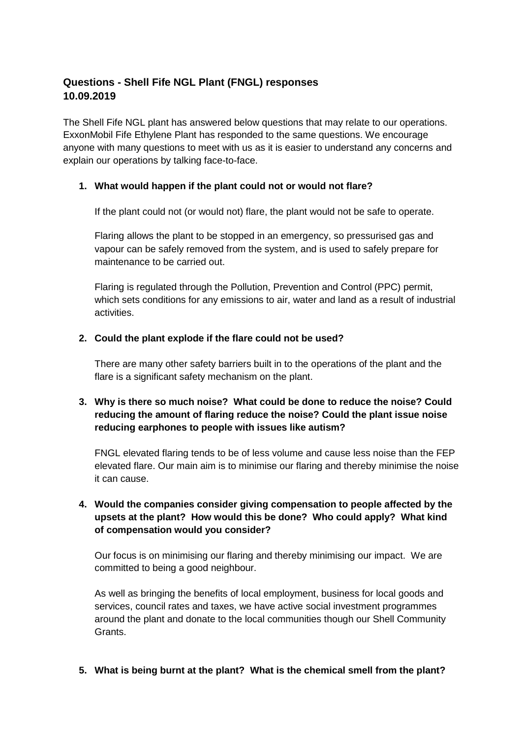## Questions - Shell Fife NGL Plant (FNGL) responses 10.09.2019

The Shell Fife NGL plant has answered below questions that may relate to our operations. ExxonMobil Fife Ethylene Plant has responded to the same questions. We encourage anyone with many questions to meet with us as it is easier to understand any concerns and explain our operations by talking face-to-face.

1. **What would happen if the plant could not or would not flare?**

   If the plant could not (or would not) flare, the plant would not be safe to operate.

   Flaring allows the plant to be stopped in an emergency, so pressurised gas and vapour can be safely removed from the system, and is used to safely prepare for maintenance to be carried out.

   Flaring is regulated through the Pollution, Prevention and Control (PPC) permit, which sets conditions for any emissions to air, water and land as a result of industrial activities.

2. **Could the plant explode if the flare could not be used?**

   There are many other safety barriers built in to the operations of the plant and the flare is a significant safety mechanism on the plant.

3. **Why is there so much noise? What could be done to reduce the noise? Could reducing the amount of flaring reduce the noise? Could the plant issue noise reducing earphones to people with issues like autism?**

   FNGL elevated flaring tends to be of less volume and cause less noise than the FEP elevated flare. Our main aim is to minimise our flaring and thereby minimise the noise it can cause.

4. **Would the companies consider giving compensation to people affected by the upsets at the plant? How would this be done? Who could apply? What kind of compensation would you consider?**

   Our focus is on minimising our flaring and thereby minimising our impact. We are committed to being a good neighbour.

   As well as bringing the benefits of local employment, business for local goods and services, council rates and taxes, we have active social investment programmes around the plant and donate to the local communities though our Shell Community Grants.

5. **What is being burnt at the plant? What is the chemical smell from the plant?**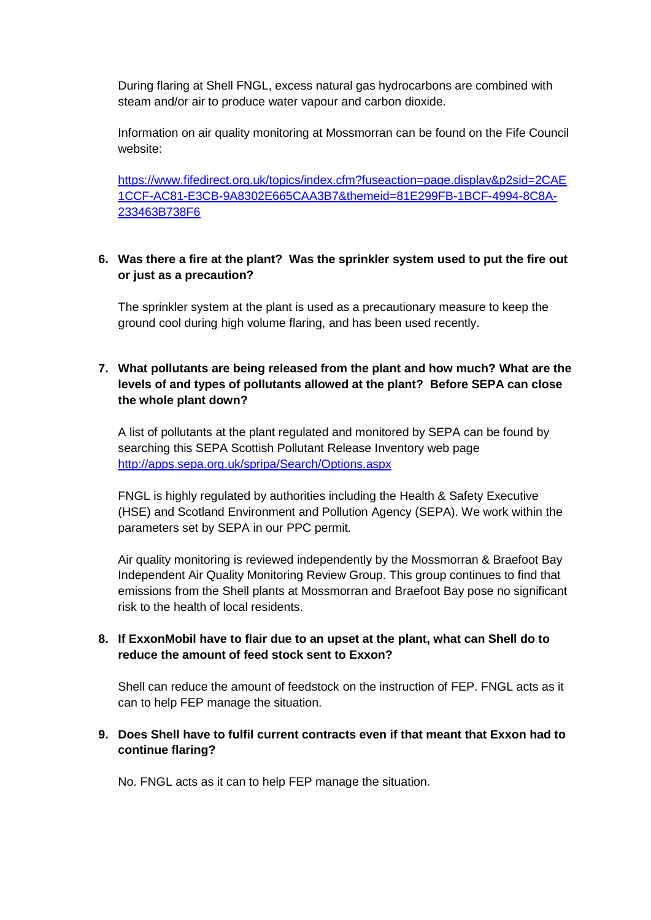During flaring at Shell FNGL, excess natural gas hydrocarbons are combined with steam and/or air to produce water vapour and carbon dioxide.

Information on air quality monitoring at Mossmorran can be found on the Fife Council website:

[https://www.fifedirect.org.uk/topics/index.cfm?fuseaction=page.display&p2sid=2CAE1CCF-AC81-E3CB-9A8302E665CAA3B7&themeid=81E299FB-1BCF-4994-8C8A-233463B738F6](https://www.fifedirect.org.uk/topics/index.cfm?fuseaction=page.display&p2sid=2CAE1CCF-AC81-E3CB-9A8302E665CAA3B7&themeid=81E299FB-1BCF-4994-8C8A-233463B738F6)

6. **Was there a fire at the plant? Was the sprinkler system used to put the fire out or just as a precaution?**

   The sprinkler system at the plant is used as a precautionary measure to keep the ground cool during high volume flaring, and has been used recently.

7. **What pollutants are being released from the plant and how much? What are the levels of and types of pollutants allowed at the plant? Before SEPA can close the whole plant down?**

   A list of pollutants at the plant regulated and monitored by SEPA can be found by searching this SEPA Scottish Pollutant Release Inventory web page [http://apps.sepa.org.uk/spripa/Search/Options.aspx](http://apps.sepa.org.uk/spripa/Search/Options.aspx)

   FNGL is highly regulated by authorities including the Health & Safety Executive (HSE) and Scotland Environment and Pollution Agency (SEPA). We work within the parameters set by SEPA in our PPC permit.

   Air quality monitoring is reviewed independently by the Mossmorran & Braefoot Bay Independent Air Quality Monitoring Review Group. This group continues to find that emissions from the Shell plants at Mossmorran and Braefoot Bay pose no significant risk to the health of local residents.

8. **If ExxonMobil have to flair due to an upset at the plant, what can Shell do to reduce the amount of feed stock sent to Exxon?**

   Shell can reduce the amount of feedstock on the instruction of FEP. FNGL acts as it can to help FEP manage the situation.

9. **Does Shell have to fulfil current contracts even if that meant that Exxon had to continue flaring?**

   No. FNGL acts as it can to help FEP manage the situation.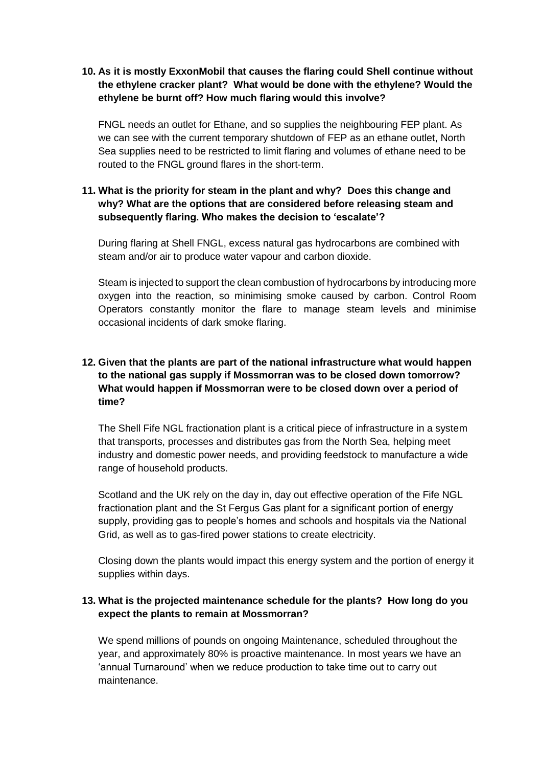**10. As it is mostly ExxonMobil that causes the flaring could Shell continue without the ethylene cracker plant? What would be done with the ethylene? Would the ethylene be burnt off? How much flaring would this involve?**

FNGL needs an outlet for Ethane, and so supplies the neighbouring FEP plant. As we can see with the current temporary shutdown of FEP as an ethane outlet, North Sea supplies need to be restricted to limit flaring and volumes of ethane need to be routed to the FNGL ground flares in the short-term.

**11. What is the priority for steam in the plant and why? Does this change and why? What are the options that are considered before releasing steam and subsequently flaring. Who makes the decision to 'escalate'?**

During flaring at Shell FNGL, excess natural gas hydrocarbons are combined with steam and/or air to produce water vapour and carbon dioxide.

Steam is injected to support the clean combustion of hydrocarbons by introducing more oxygen into the reaction, so minimising smoke caused by carbon. Control Room Operators constantly monitor the flare to manage steam levels and minimise occasional incidents of dark smoke flaring.

**12. Given that the plants are part of the national infrastructure what would happen to the national gas supply if Mossmorran was to be closed down tomorrow? What would happen if Mossmorran were to be closed down over a period of time?**

The Shell Fife NGL fractionation plant is a critical piece of infrastructure in a system that transports, processes and distributes gas from the North Sea, helping meet industry and domestic power needs, and providing feedstock to manufacture a wide range of household products.

Scotland and the UK rely on the day in, day out effective operation of the Fife NGL fractionation plant and the St Fergus Gas plant for a significant portion of energy supply, providing gas to people's homes and schools and hospitals via the National Grid, as well as to gas-fired power stations to create electricity.

Closing down the plants would impact this energy system and the portion of energy it supplies within days.

**13. What is the projected maintenance schedule for the plants? How long do you expect the plants to remain at Mossmorran?**

We spend millions of pounds on ongoing Maintenance, scheduled throughout the year, and approximately 80% is proactive maintenance. In most years we have an 'annual Turnaround' when we reduce production to take time out to carry out maintenance.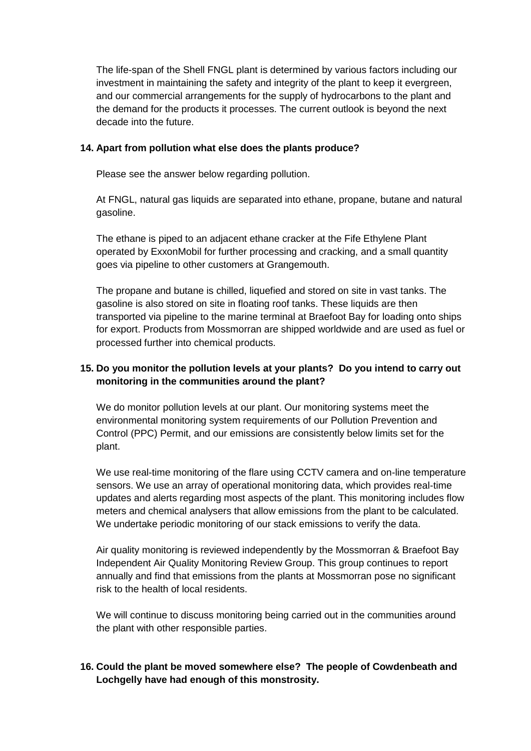The life-span of the Shell FNGL plant is determined by various factors including our investment in maintaining the safety and integrity of the plant to keep it evergreen, and our commercial arrangements for the supply of hydrocarbons to the plant and the demand for the products it processes. The current outlook is beyond the next decade into the future.

**14. Apart from pollution what else does the plants produce?**

Please see the answer below regarding pollution.

At FNGL, natural gas liquids are separated into ethane, propane, butane and natural gasoline.

The ethane is piped to an adjacent ethane cracker at the Fife Ethylene Plant operated by ExxonMobil for further processing and cracking, and a small quantity goes via pipeline to other customers at Grangemouth.

The propane and butane is chilled, liquefied and stored on site in vast tanks. The gasoline is also stored on site in floating roof tanks. These liquids are then transported via pipeline to the marine terminal at Braefoot Bay for loading onto ships for export. Products from Mossmorran are shipped worldwide and are used as fuel or processed further into chemical products.

**15. Do you monitor the pollution levels at your plants? Do you intend to carry out monitoring in the communities around the plant?**

We do monitor pollution levels at our plant. Our monitoring systems meet the environmental monitoring system requirements of our Pollution Prevention and Control (PPC) Permit, and our emissions are consistently below limits set for the plant.

We use real-time monitoring of the flare using CCTV camera and on-line temperature sensors. We use an array of operational monitoring data, which provides real-time updates and alerts regarding most aspects of the plant. This monitoring includes flow meters and chemical analysers that allow emissions from the plant to be calculated. We undertake periodic monitoring of our stack emissions to verify the data.

Air quality monitoring is reviewed independently by the Mossmorran & Braefoot Bay Independent Air Quality Monitoring Review Group. This group continues to report annually and find that emissions from the plants at Mossmorran pose no significant risk to the health of local residents.

We will continue to discuss monitoring being carried out in the communities around the plant with other responsible parties.

**16. Could the plant be moved somewhere else? The people of Cowdenbeath and Lochgelly have had enough of this monstrosity.**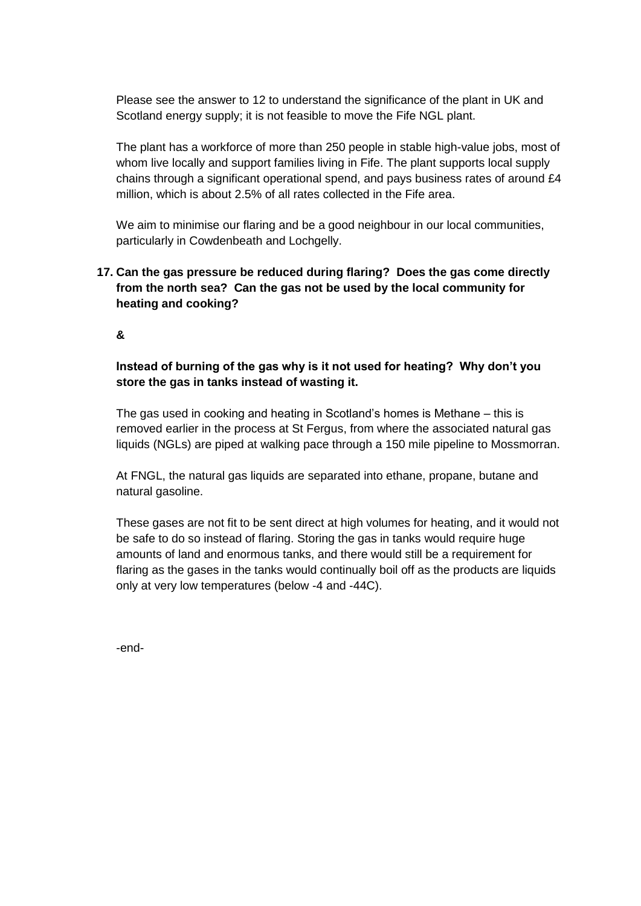Please see the answer to 12 to understand the significance of the plant in UK and Scotland energy supply; it is not feasible to move the Fife NGL plant.

The plant has a workforce of more than 250 people in stable high-value jobs, most of whom live locally and support families living in Fife. The plant supports local supply chains through a significant operational spend, and pays business rates of around £4 million, which is about 2.5% of all rates collected in the Fife area.

We aim to minimise our flaring and be a good neighbour in our local communities, particularly in Cowdenbeath and Lochgelly.

17. **Can the gas pressure be reduced during flaring? Does the gas come directly from the north sea? Can the gas not be used by the local community for heating and cooking?**

    **&**

    **Instead of burning of the gas why is it not used for heating? Why don't you store the gas in tanks instead of wasting it.**

    The gas used in cooking and heating in Scotland's homes is Methane – this is removed earlier in the process at St Fergus, from where the associated natural gas liquids (NGLs) are piped at walking pace through a 150 mile pipeline to Mossmorran.

    At FNGL, the natural gas liquids are separated into ethane, propane, butane and natural gasoline.

    These gases are not fit to be sent direct at high volumes for heating, and it would not be safe to do so instead of flaring. Storing the gas in tanks would require huge amounts of land and enormous tanks, and there would still be a requirement for flaring as the gases in the tanks would continually boil off as the products are liquids only at very low temperatures (below -4 and -44C).

-end-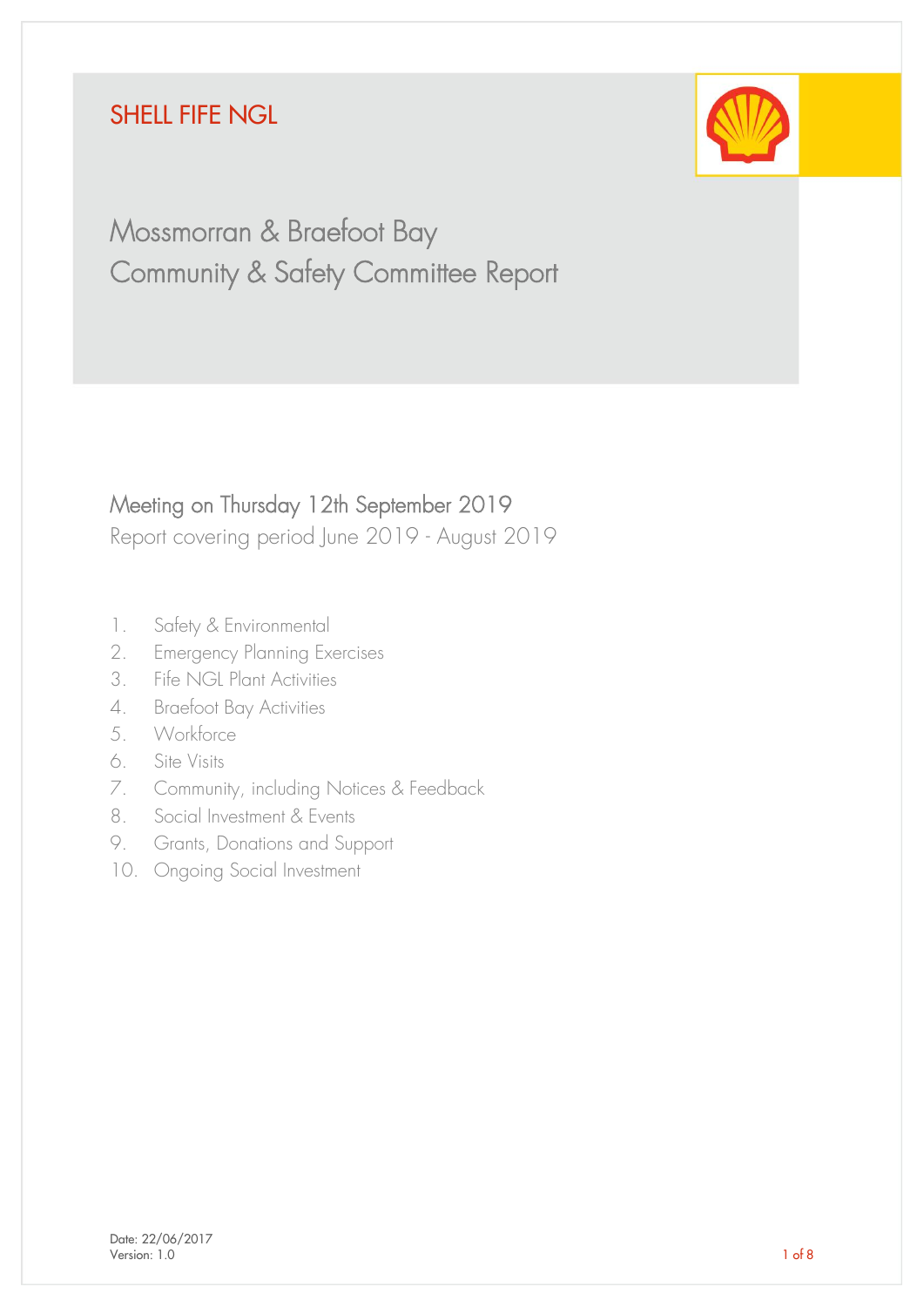SHELL FIFE NGL

# Mossmorran & Braefoot Bay Community & Safety Committee Report

## Meeting on Thursday 12th September 2019

Report covering period June 2019 - August 2019

1. Safety & Environmental
2. Emergency Planning Exercises
3. Fife NGL Plant Activities
4. Braefoot Bay Activities
5. Workforce
6. Site Visits
7. Community, including Notices & Feedback
8. Social Investment & Events
9. Grants, Donations and Support
10. Ongoing Social Investment

Date: 22/06/2017
Version: 1.0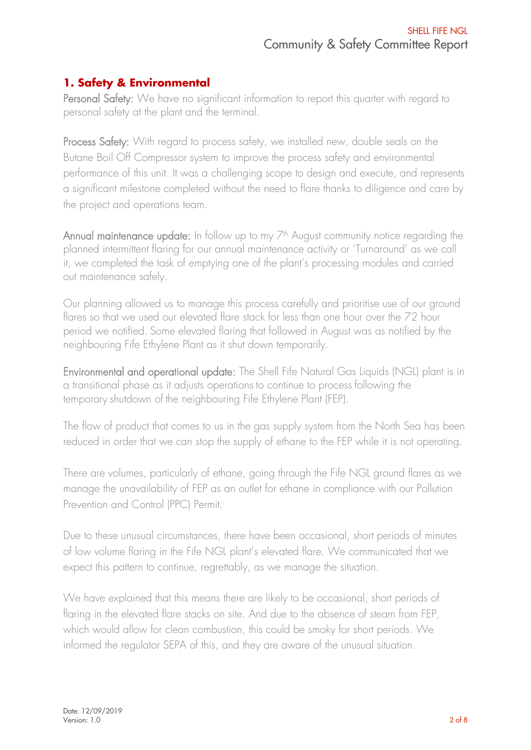## 1. Safety & Environmental

Personal Safety: We have no significant information to report this quarter with regard to personal safety at the plant and the terminal.

Process Safety: With regard to process safety, we installed new, double seals on the Butane Boil Off Compressor system to improve the process safety and environmental performance of this unit. It was a challenging scope to design and execute, and represents a significant milestone completed without the need to flare thanks to diligence and care by the project and operations team.

Annual maintenance update: In follow up to my 7th August community notice regarding the planned intermittent flaring for our annual maintenance activity or 'Turnaround' as we call it, we completed the task of emptying one of the plant's processing modules and carried out maintenance safely.

Our planning allowed us to manage this process carefully and prioritise use of our ground flares so that we used our elevated flare stack for less than one hour over the 72 hour period we notified. Some elevated flaring that followed in August was as notified by the neighbouring Fife Ethylene Plant as it shut down temporarily.

Environmental and operational update: The Shell Fife Natural Gas Liquids (NGL) plant is in a transitional phase as it adjusts operations to continue to process following the temporary shutdown of the neighbouring Fife Ethylene Plant (FEP).

The flow of product that comes to us in the gas supply system from the North Sea has been reduced in order that we can stop the supply of ethane to the FEP while it is not operating.

There are volumes, particularly of ethane, going through the Fife NGL ground flares as we manage the unavailability of FEP as an outlet for ethane in compliance with our Pollution Prevention and Control (PPC) Permit.

Due to these unusual circumstances, there have been occasional, short periods of minutes of low volume flaring in the Fife NGL plant's elevated flare. We communicated that we expect this pattern to continue, regrettably, as we manage the situation.

We have explained that this means there are likely to be occasional, short periods of flaring in the elevated flare stacks on site. And due to the absence of steam from FEP, which would allow for clean combustion, this could be smoky for short periods. We informed the regulator SEPA of this, and they are aware of the unusual situation.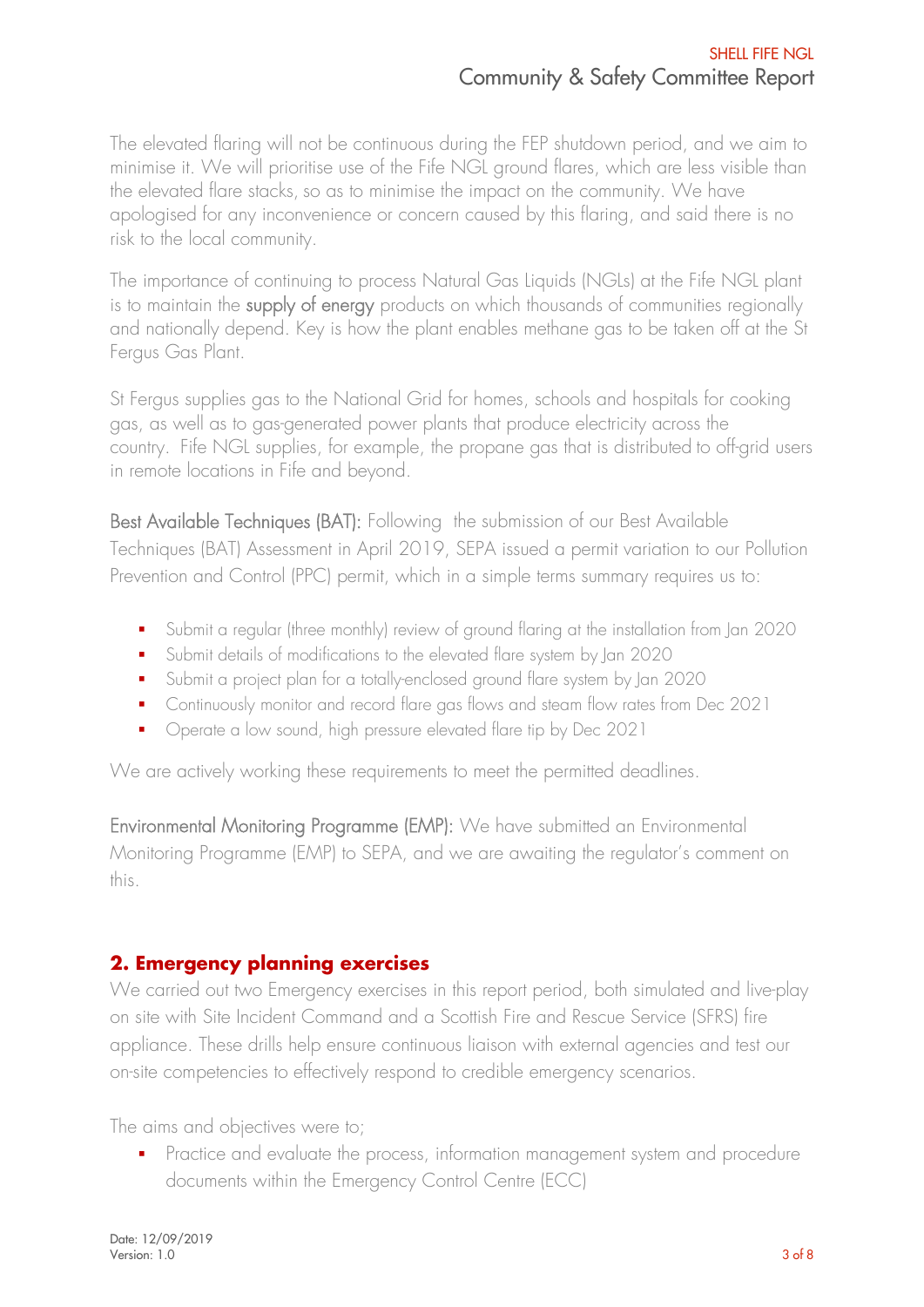The elevated flaring will not be continuous during the FEP shutdown period, and we aim to minimise it. We will prioritise use of the Fife NGL ground flares, which are less visible than the elevated flare stacks, so as to minimise the impact on the community. We have apologised for any inconvenience or concern caused by this flaring, and said there is no risk to the local community.

The importance of continuing to process Natural Gas Liquids (NGLs) at the Fife NGL plant is to maintain the supply of energy products on which thousands of communities regionally and nationally depend. Key is how the plant enables methane gas to be taken off at the St Fergus Gas Plant.

St Fergus supplies gas to the National Grid for homes, schools and hospitals for cooking gas, as well as to gas-generated power plants that produce electricity across the country. Fife NGL supplies, for example, the propane gas that is distributed to off-grid users in remote locations in Fife and beyond.

Best Available Techniques (BAT): Following the submission of our Best Available Techniques (BAT) Assessment in April 2019, SEPA issued a permit variation to our Pollution Prevention and Control (PPC) permit, which in a simple terms summary requires us to:

- Submit a regular (three monthly) review of ground flaring at the installation from Jan 2020
- Submit details of modifications to the elevated flare system by Jan 2020
- Submit a project plan for a totally-enclosed ground flare system by Jan 2020
- Continuously monitor and record flare gas flows and steam flow rates from Dec 2021
- Operate a low sound, high pressure elevated flare tip by Dec 2021

We are actively working these requirements to meet the permitted deadlines.

Environmental Monitoring Programme (EMP): We have submitted an Environmental Monitoring Programme (EMP) to SEPA, and we are awaiting the regulator's comment on this.

## 2. Emergency planning exercises

We carried out two Emergency exercises in this report period, both simulated and live-play on site with Site Incident Command and a Scottish Fire and Rescue Service (SFRS) fire appliance. These drills help ensure continuous liaison with external agencies and test our on-site competencies to effectively respond to credible emergency scenarios.

The aims and objectives were to;

- Practice and evaluate the process, information management system and procedure documents within the Emergency Control Centre (ECC)

Date: 12/09/2019
Version: 1.0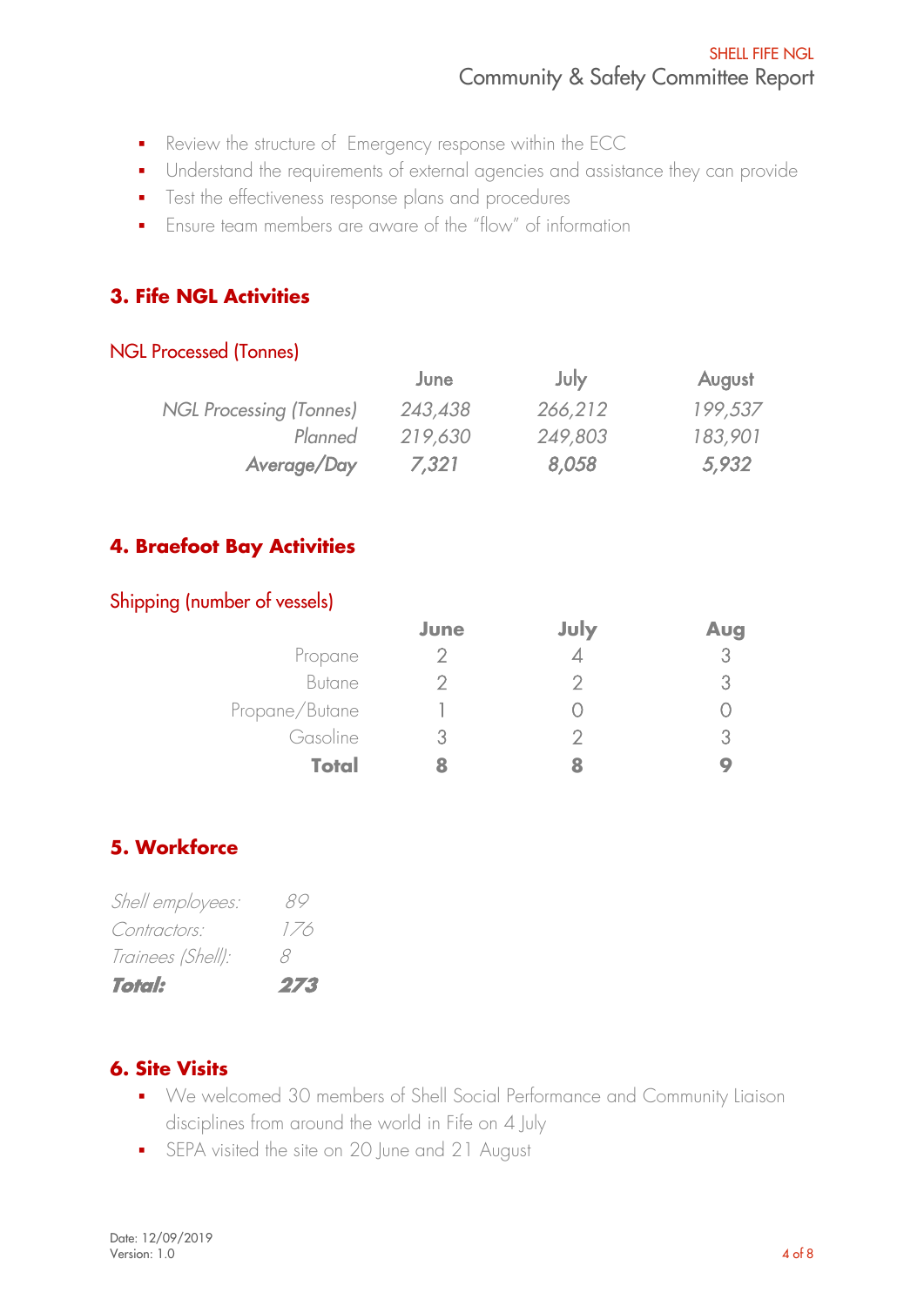- Review the structure of  Emergency response within the ECC
- Understand the requirements of external agencies and assistance they can provide
- Test the effectiveness response plans and procedures
- Ensure team members are aware of the "flow" of information

## 3. Fife NGL Activities

### NGL Processed (Tonnes)

| | June | July | August |
|---|---|---|---|
| *NGL Processing (Tonnes)* | *243,438* | *266,212* | *199,537* |
| *Planned* | *219,630* | *249,803* | *183,901* |
| ***Average/Day*** | ***7,321*** | ***8,058*** | ***5,932*** |

## 4. Braefoot Bay Activities

### Shipping (number of vessels)

| | **June** | **July** | **Aug** |
|---|---|---|---|
| Propane | 2 | 4 | 3 |
| Butane | 2 | 2 | 3 |
| Propane/Butane | 1 | 0 | 0 |
| Gasoline | 3 | 2 | 3 |
| **Total** | **8** | **8** | **9** |

## 5. Workforce

| | |
|---|---|
| *Shell employees:* | *89* |
| *Contractors:* | *176* |
| *Trainees (Shell):* | *8* |
| ***Total:*** | ***273*** |

## 6. Site Visits

- We welcomed 30 members of Shell Social Performance and Community Liaison disciplines from around the world in Fife on 4 July
- SEPA visited the site on 20 June and 21 August

Date: 12/09/2019
Version: 1.0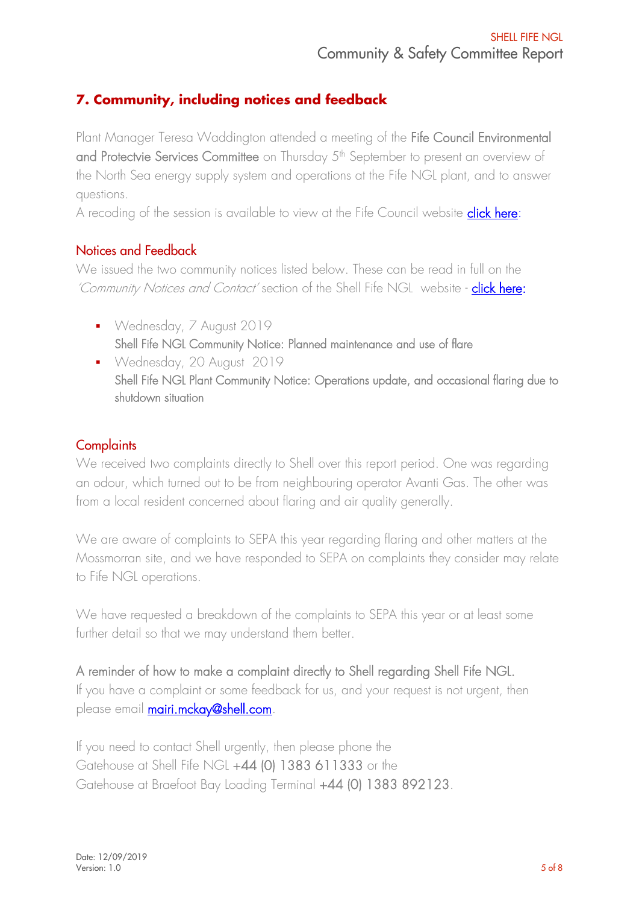## 7. Community, including notices and feedback

Plant Manager Teresa Waddington attended a meeting of the Fife Council Environmental and Protectvie Services Committee on Thursday 5th September to present an overview of the North Sea energy supply system and operations at the Fife NGL plant, and to answer questions.

A recoding of the session is available to view at the Fife Council website click here:

### Notices and Feedback

We issued the two community notices listed below. These can be read in full on the *'Community Notices and Contact'* section of the Shell Fife NGL website - click here:

- Wednesday, 7 August 2019
  Shell Fife NGL Community Notice: Planned maintenance and use of flare
- Wednesday, 20 August 2019
  Shell Fife NGL Plant Community Notice: Operations update, and occasional flaring due to shutdown situation

### Complaints

We received two complaints directly to Shell over this report period. One was regarding an odour, which turned out to be from neighbouring operator Avanti Gas. The other was from a local resident concerned about flaring and air quality generally.

We are aware of complaints to SEPA this year regarding flaring and other matters at the Mossmorran site, and we have responded to SEPA on complaints they consider may relate to Fife NGL operations.

We have requested a breakdown of the complaints to SEPA this year or at least some further detail so that we may understand them better.

A reminder of how to make a complaint directly to Shell regarding Shell Fife NGL.

If you have a complaint or some feedback for us, and your request is not urgent, then please email mairi.mckay@shell.com.

If you need to contact Shell urgently, then please phone the Gatehouse at Shell Fife NGL +44 (0) 1383 611333 or the Gatehouse at Braefoot Bay Loading Terminal +44 (0) 1383 892123.

Date: 12/09/2019
Version: 1.0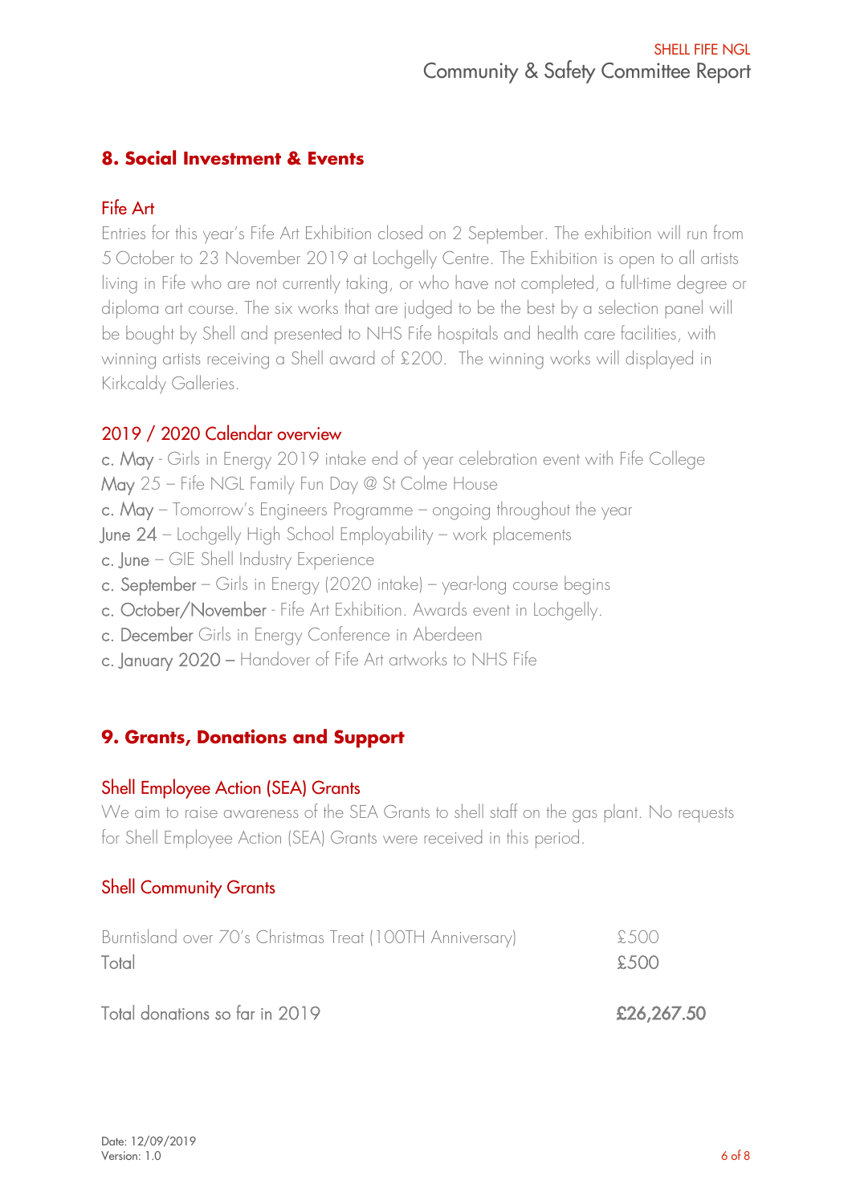## 8. Social Investment & Events

### Fife Art

Entries for this year's Fife Art Exhibition closed on 2 September. The exhibition will run from 5 October to 23 November 2019 at Lochgelly Centre. The Exhibition is open to all artists living in Fife who are not currently taking, or who have not completed, a full-time degree or diploma art course. The six works that are judged to be the best by a selection panel will be bought by Shell and presented to NHS Fife hospitals and health care facilities, with winning artists receiving a Shell award of £200. The winning works will displayed in Kirkcaldy Galleries.

### 2019 / 2020 Calendar overview

c. May - Girls in Energy 2019 intake end of year celebration event with Fife College
May 25 – Fife NGL Family Fun Day @ St Colme House
c. May – Tomorrow's Engineers Programme – ongoing throughout the year
June 24 – Lochgelly High School Employability – work placements
c. June – GIE Shell Industry Experience
c. September – Girls in Energy (2020 intake) – year-long course begins
c. October/November - Fife Art Exhibition. Awards event in Lochgelly.
c. December Girls in Energy Conference in Aberdeen
c. January 2020 – Handover of Fife Art artworks to NHS Fife

## 9. Grants, Donations and Support

### Shell Employee Action (SEA) Grants

We aim to raise awareness of the SEA Grants to shell staff on the gas plant. No requests for Shell Employee Action (SEA) Grants were received in this period.

### Shell Community Grants

| | |
|---|---|
| Burntisland over 70's Christmas Treat (100TH Anniversary) | £500 |
| Total | £500 |
| | |
| Total donations so far in 2019 | **£26,267.50** |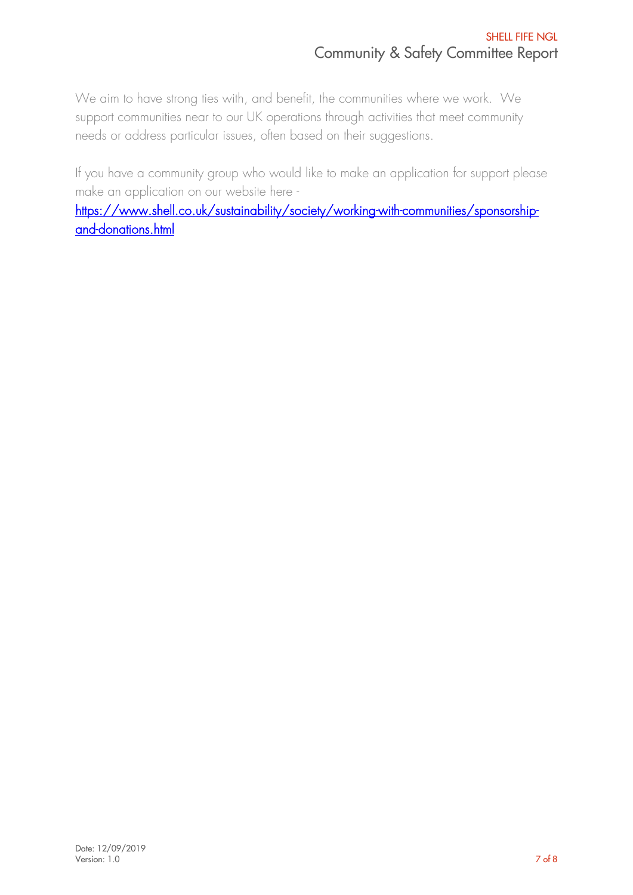We aim to have strong ties with, and benefit, the communities where we work. We support communities near to our UK operations through activities that meet community needs or address particular issues, often based on their suggestions.

If you have a community group who would like to make an application for support please make an application on our website here - [https://www.shell.co.uk/sustainability/society/working-with-communities/sponsorship-and-donations.html](https://www.shell.co.uk/sustainability/society/working-with-communities/sponsorship-and-donations.html)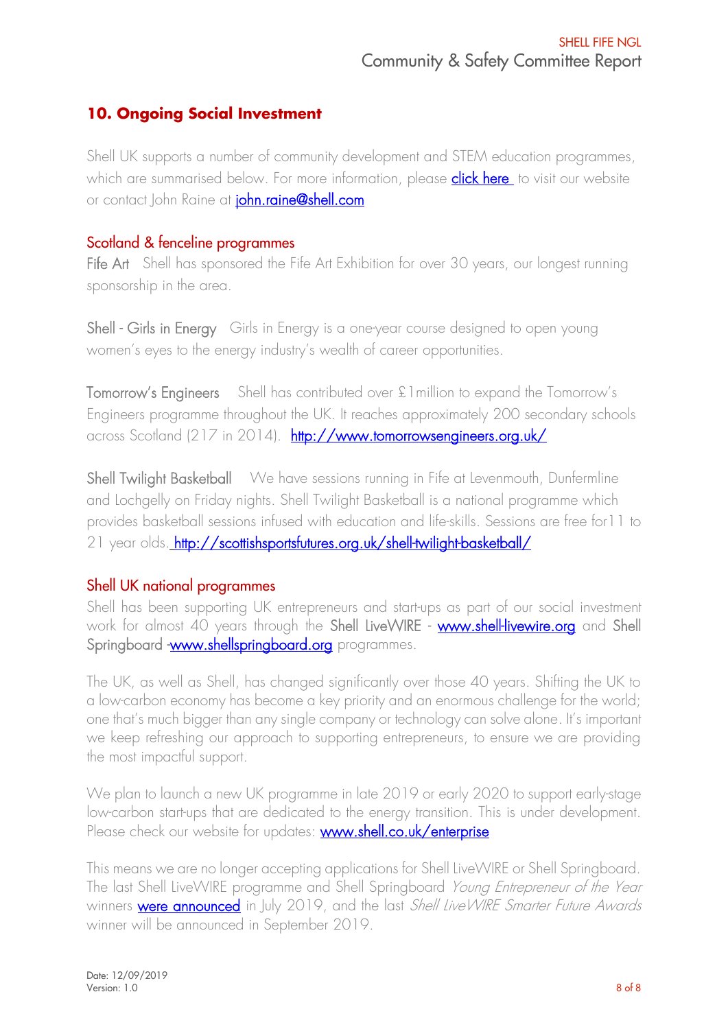## 10. Ongoing Social Investment

Shell UK supports a number of community development and STEM education programmes, which are summarised below. For more information, please [click here ](#) to visit our website or contact John Raine at [john.raine@shell.com](mailto:john.raine@shell.com)

### Scotland & fenceline programmes

Fife Art Shell has sponsored the Fife Art Exhibition for over 30 years, our longest running sponsorship in the area.

Shell - Girls in Energy Girls in Energy is a one-year course designed to open young women's eyes to the energy industry's wealth of career opportunities.

Tomorrow's Engineers Shell has contributed over £1million to expand the Tomorrow's Engineers programme throughout the UK. It reaches approximately 200 secondary schools across Scotland (217 in 2014). [http://www.tomorrowsengineers.org.uk/](http://www.tomorrowsengineers.org.uk/)

Shell Twilight Basketball We have sessions running in Fife at Levenmouth, Dunfermline and Lochgelly on Friday nights. Shell Twilight Basketball is a national programme which provides basketball sessions infused with education and life-skills. Sessions are free for11 to 21 year olds. [http://scottishsportsfutures.org.uk/shell-twilight-basketball/](http://scottishsportsfutures.org.uk/shell-twilight-basketball/)

### Shell UK national programmes

Shell has been supporting UK entrepreneurs and start-ups as part of our social investment work for almost 40 years through the Shell LiveWIRE - [www.shell-livewire.org](http://www.shell-livewire.org) and Shell Springboard -[www.shellspringboard.org](http://www.shellspringboard.org) programmes.

The UK, as well as Shell, has changed significantly over those 40 years. Shifting the UK to a low-carbon economy has become a key priority and an enormous challenge for the world; one that's much bigger than any single company or technology can solve alone. It's important we keep refreshing our approach to supporting entrepreneurs, to ensure we are providing the most impactful support.

We plan to launch a new UK programme in late 2019 or early 2020 to support early-stage low-carbon start-ups that are dedicated to the energy transition. This is under development. Please check our website for updates: [www.shell.co.uk/enterprise](http://www.shell.co.uk/enterprise)

This means we are no longer accepting applications for Shell LiveWIRE or Shell Springboard. The last Shell LiveWIRE programme and Shell Springboard *Young Entrepreneur of the Year* winners [were announced](#) in July 2019, and the last *Shell LiveWIRE Smarter Future Awards* winner will be announced in September 2019.

Date: 12/09/2019
Version: 1.0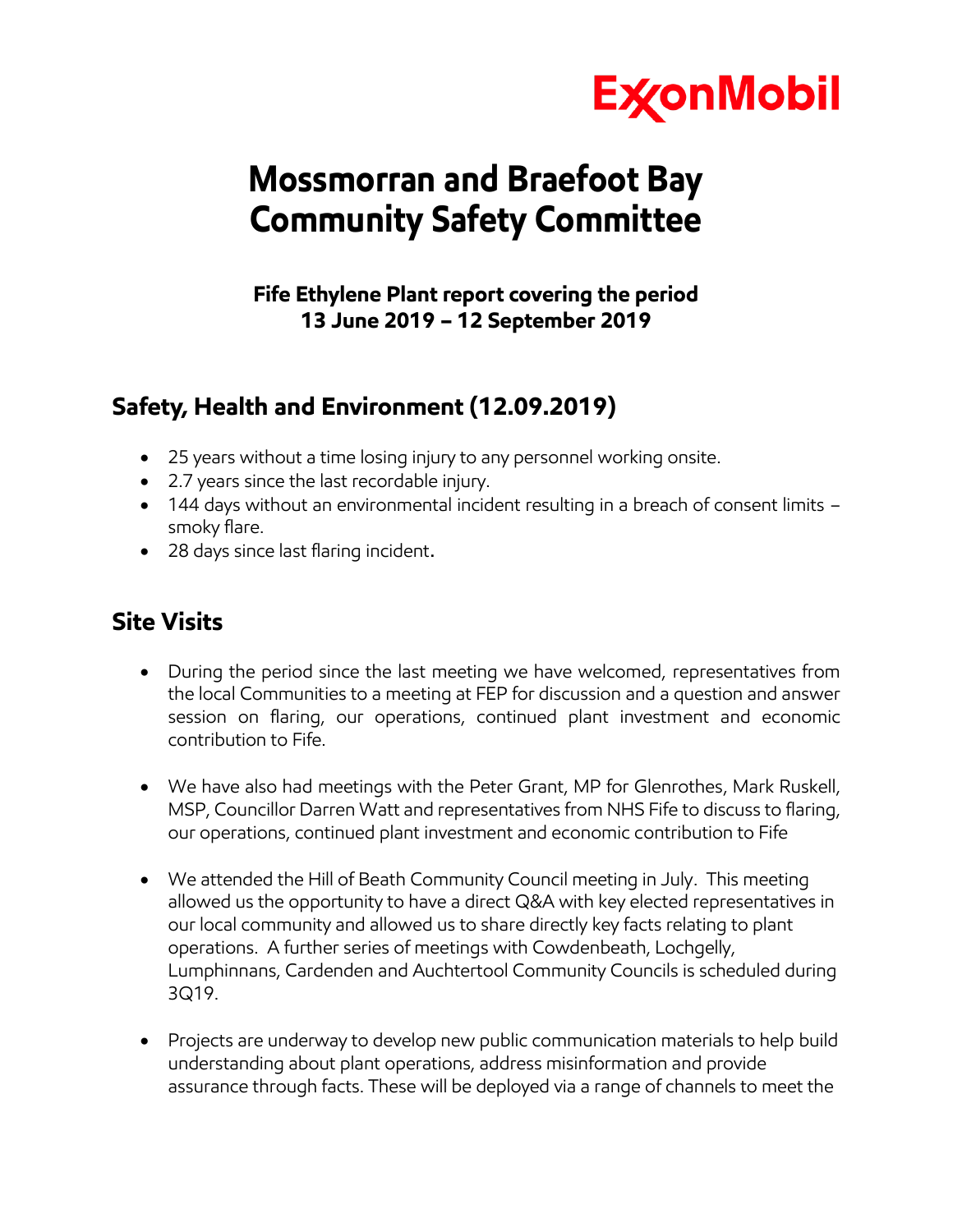# Mossmorran and Braefoot Bay Community Safety Committee

**Fife Ethylene Plant report covering the period 13 June 2019 – 12 September 2019**

## Safety, Health and Environment (12.09.2019)

- 25 years without a time losing injury to any personnel working onsite.
- 2.7 years since the last recordable injury.
- 144 days without an environmental incident resulting in a breach of consent limits – smoky flare.
- 28 days since last flaring incident.

## Site Visits

- During the period since the last meeting we have welcomed, representatives from the local Communities to a meeting at FEP for discussion and a question and answer session on flaring, our operations, continued plant investment and economic contribution to Fife.
- We have also had meetings with the Peter Grant, MP for Glenrothes, Mark Ruskell, MSP, Councillor Darren Watt and representatives from NHS Fife to discuss to flaring, our operations, continued plant investment and economic contribution to Fife
- We attended the Hill of Beath Community Council meeting in July. This meeting allowed us the opportunity to have a direct Q&A with key elected representatives in our local community and allowed us to share directly key facts relating to plant operations. A further series of meetings with Cowdenbeath, Lochgelly, Lumphinnans, Cardenden and Auchtertool Community Councils is scheduled during 3Q19.
- Projects are underway to develop new public communication materials to help build understanding about plant operations, address misinformation and provide assurance through facts. These will be deployed via a range of channels to meet the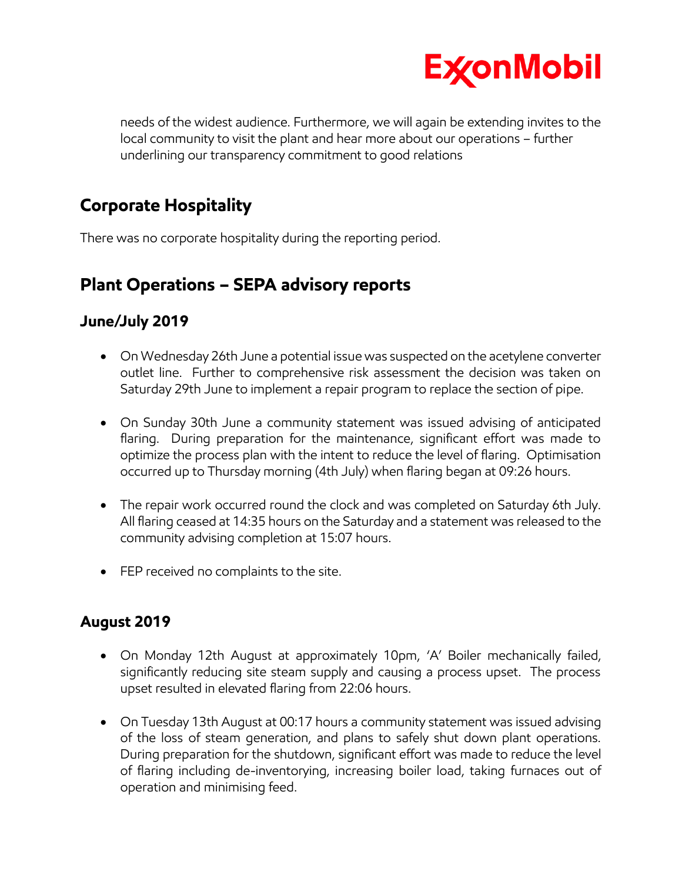needs of the widest audience. Furthermore, we will again be extending invites to the local community to visit the plant and hear more about our operations – further underlining our transparency commitment to good relations

## Corporate Hospitality

There was no corporate hospitality during the reporting period.

## Plant Operations – SEPA advisory reports

### June/July 2019

- On Wednesday 26th June a potential issue was suspected on the acetylene converter outlet line. Further to comprehensive risk assessment the decision was taken on Saturday 29th June to implement a repair program to replace the section of pipe.

- On Sunday 30th June a community statement was issued advising of anticipated flaring. During preparation for the maintenance, significant effort was made to optimize the process plan with the intent to reduce the level of flaring. Optimisation occurred up to Thursday morning (4th July) when flaring began at 09:26 hours.

- The repair work occurred round the clock and was completed on Saturday 6th July. All flaring ceased at 14:35 hours on the Saturday and a statement was released to the community advising completion at 15:07 hours.

- FEP received no complaints to the site.

### August 2019

- On Monday 12th August at approximately 10pm, 'A' Boiler mechanically failed, significantly reducing site steam supply and causing a process upset. The process upset resulted in elevated flaring from 22:06 hours.

- On Tuesday 13th August at 00:17 hours a community statement was issued advising of the loss of steam generation, and plans to safely shut down plant operations. During preparation for the shutdown, significant effort was made to reduce the level of flaring including de-inventorying, increasing boiler load, taking furnaces out of operation and minimising feed.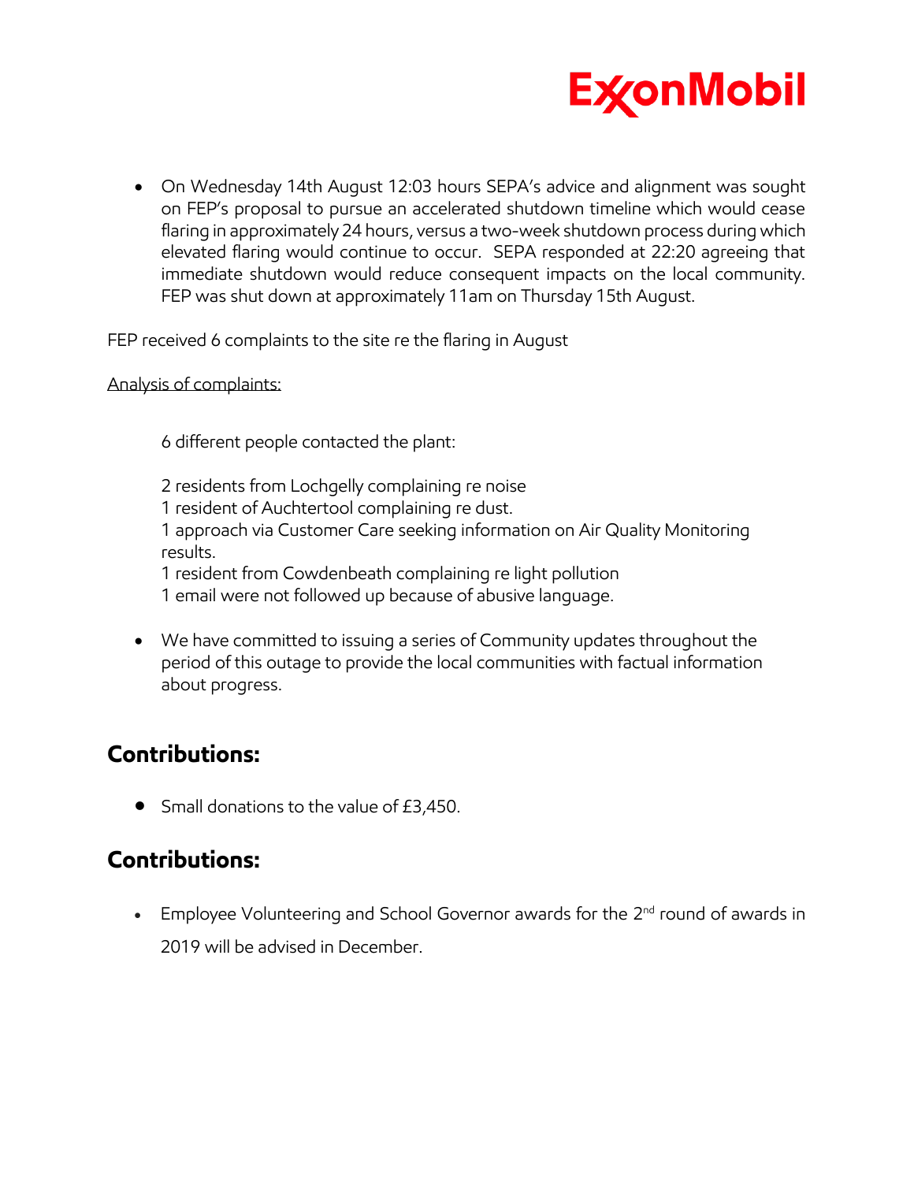- On Wednesday 14th August 12:03 hours SEPA's advice and alignment was sought on FEP's proposal to pursue an accelerated shutdown timeline which would cease flaring in approximately 24 hours, versus a two-week shutdown process during which elevated flaring would continue to occur. SEPA responded at 22:20 agreeing that immediate shutdown would reduce consequent impacts on the local community. FEP was shut down at approximately 11am on Thursday 15th August.

FEP received 6 complaints to the site re the flaring in August

Analysis of complaints:

6 different people contacted the plant:

2 residents from Lochgelly complaining re noise
1 resident of Auchtertool complaining re dust.
1 approach via Customer Care seeking information on Air Quality Monitoring results.
1 resident from Cowdenbeath complaining re light pollution
1 email were not followed up because of abusive language.

- We have committed to issuing a series of Community updates throughout the period of this outage to provide the local communities with factual information about progress.

## Contributions:

- Small donations to the value of £3,450.

## Contributions:

- Employee Volunteering and School Governor awards for the 2nd round of awards in 2019 will be advised in December.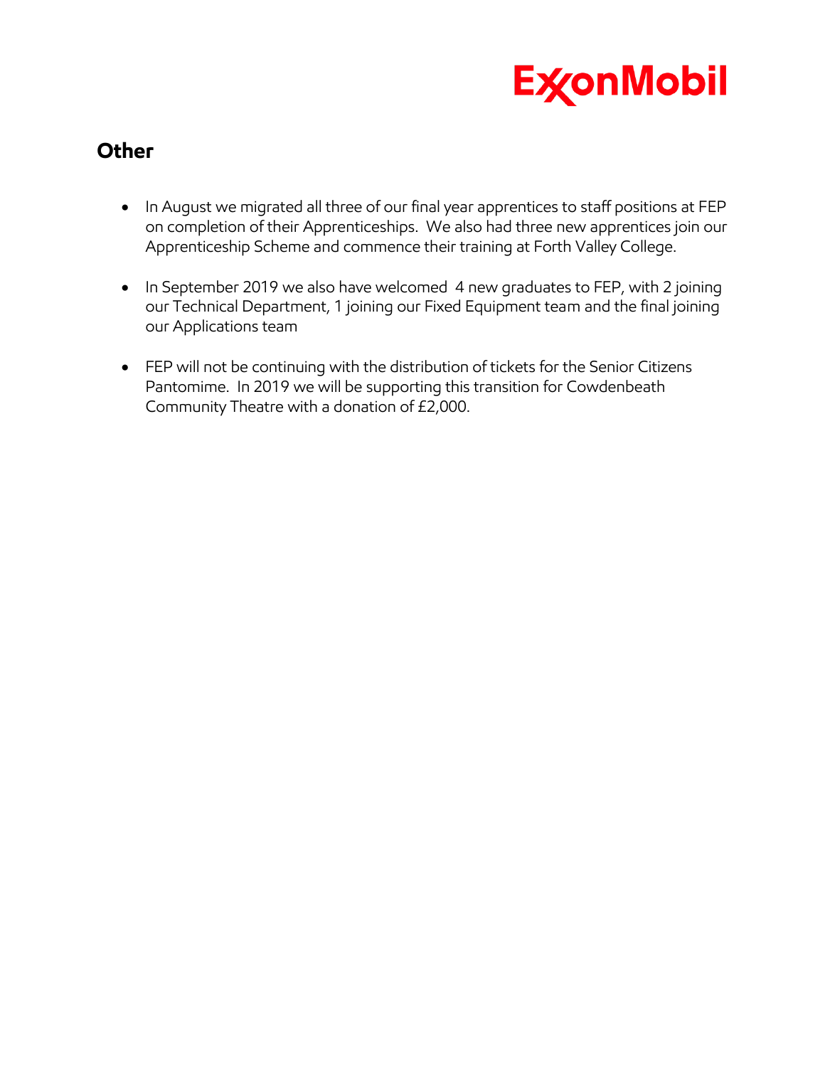## Other

- In August we migrated all three of our final year apprentices to staff positions at FEP on completion of their Apprenticeships. We also had three new apprentices join our Apprenticeship Scheme and commence their training at Forth Valley College.

- In September 2019 we also have welcomed 4 new graduates to FEP, with 2 joining our Technical Department, 1 joining our Fixed Equipment team and the final joining our Applications team

- FEP will not be continuing with the distribution of tickets for the Senior Citizens Pantomime. In 2019 we will be supporting this transition for Cowdenbeath Community Theatre with a donation of £2,000.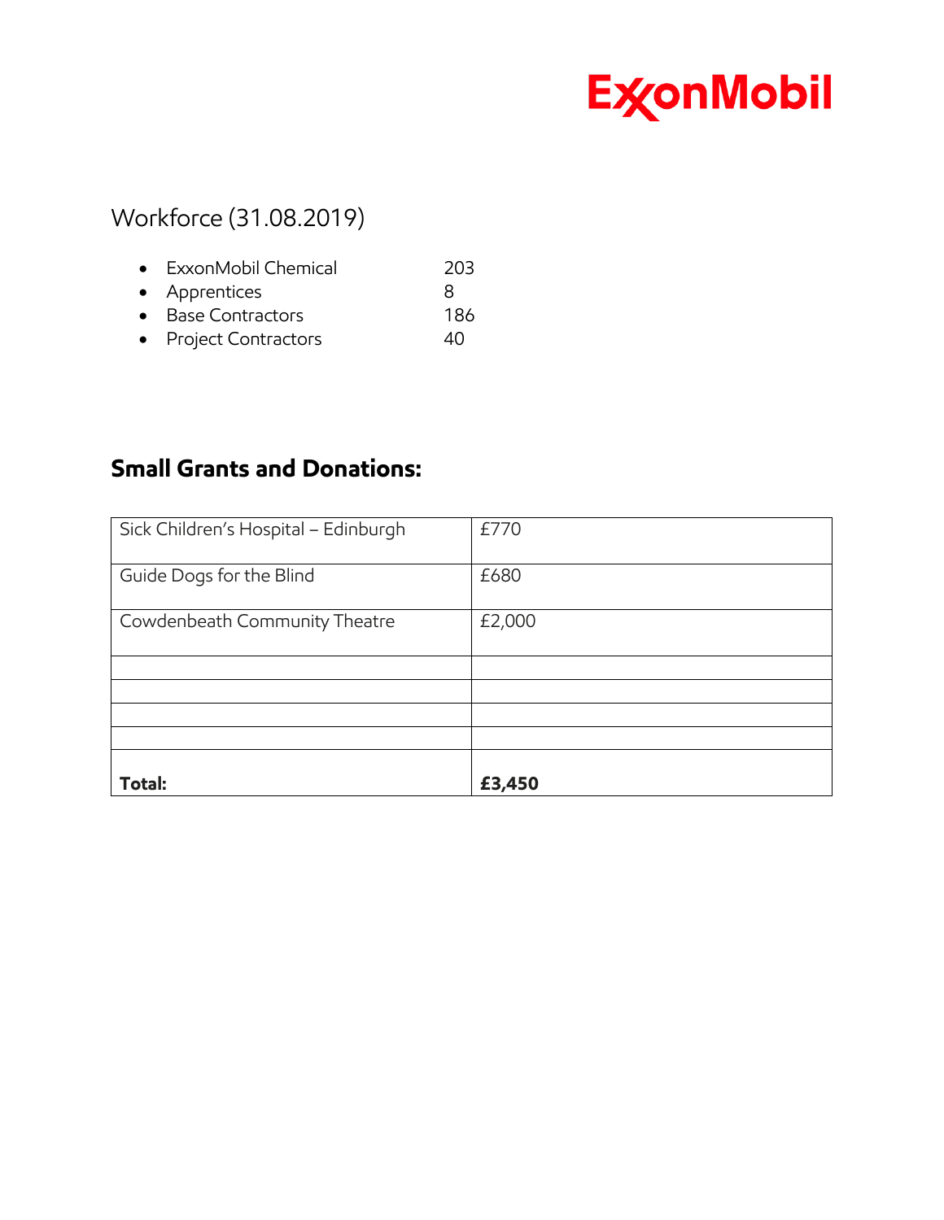## Workforce (31.08.2019)

- ExxonMobil Chemical 203
- Apprentices 8
- Base Contractors 186
- Project Contractors 40

## Small Grants and Donations:

| | |
|---|---|
| Sick Children's Hospital – Edinburgh | £770 |
| Guide Dogs for the Blind | £680 |
| Cowdenbeath Community Theatre | £2,000 |
| | |
| | |
| | |
| | |
| **Total:** | **£3,450** |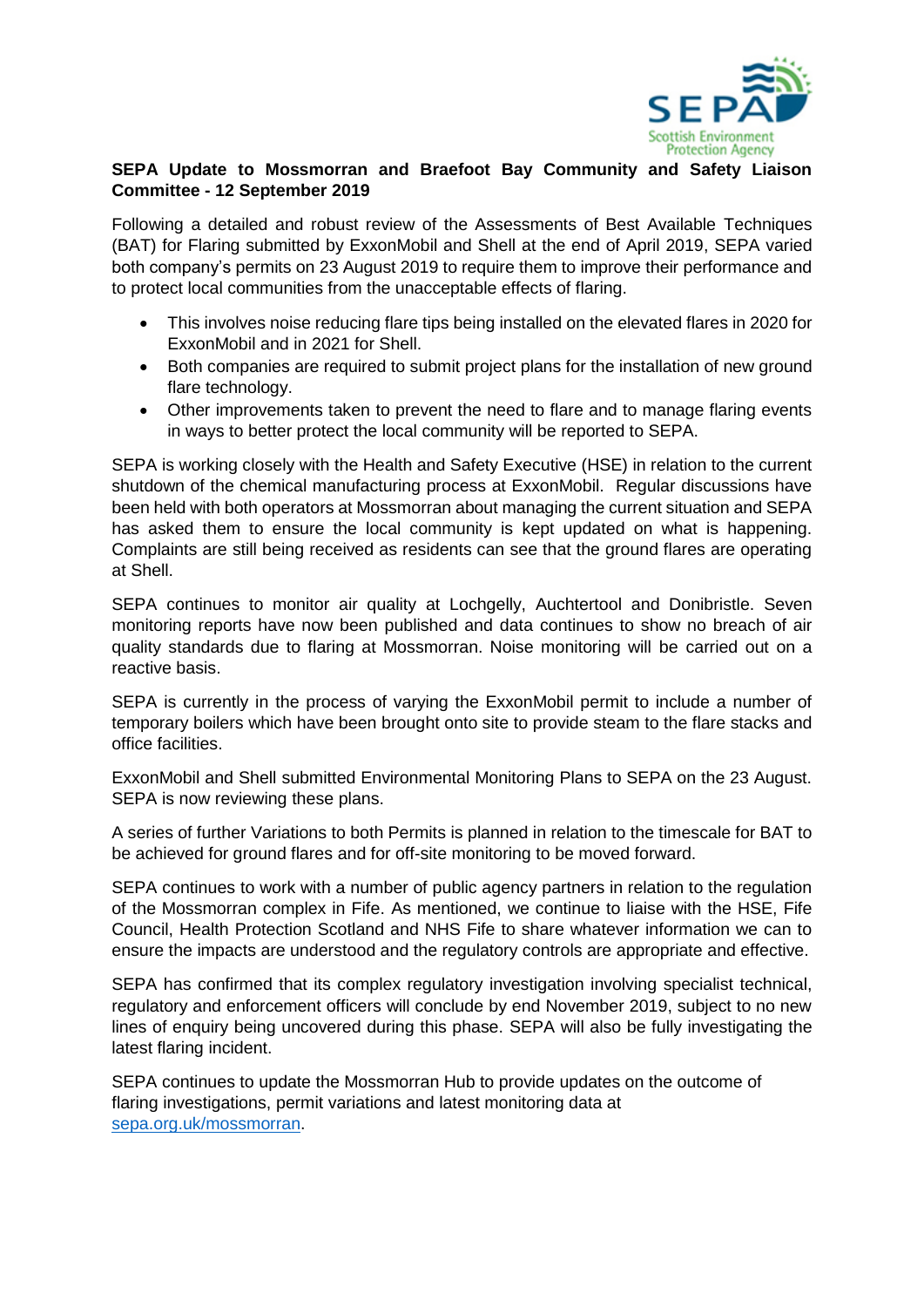**SEPA Update to Mossmorran and Braefoot Bay Community and Safety Liaison Committee - 12 September 2019**

Following a detailed and robust review of the Assessments of Best Available Techniques (BAT) for Flaring submitted by ExxonMobil and Shell at the end of April 2019, SEPA varied both company's permits on 23 August 2019 to require them to improve their performance and to protect local communities from the unacceptable effects of flaring.

- This involves noise reducing flare tips being installed on the elevated flares in 2020 for ExxonMobil and in 2021 for Shell.
- Both companies are required to submit project plans for the installation of new ground flare technology.
- Other improvements taken to prevent the need to flare and to manage flaring events in ways to better protect the local community will be reported to SEPA.

SEPA is working closely with the Health and Safety Executive (HSE) in relation to the current shutdown of the chemical manufacturing process at ExxonMobil. Regular discussions have been held with both operators at Mossmorran about managing the current situation and SEPA has asked them to ensure the local community is kept updated on what is happening. Complaints are still being received as residents can see that the ground flares are operating at Shell.

SEPA continues to monitor air quality at Lochgelly, Auchtertool and Donibristle. Seven monitoring reports have now been published and data continues to show no breach of air quality standards due to flaring at Mossmorran. Noise monitoring will be carried out on a reactive basis.

SEPA is currently in the process of varying the ExxonMobil permit to include a number of temporary boilers which have been brought onto site to provide steam to the flare stacks and office facilities.

ExxonMobil and Shell submitted Environmental Monitoring Plans to SEPA on the 23 August. SEPA is now reviewing these plans.

A series of further Variations to both Permits is planned in relation to the timescale for BAT to be achieved for ground flares and for off-site monitoring to be moved forward.

SEPA continues to work with a number of public agency partners in relation to the regulation of the Mossmorran complex in Fife. As mentioned, we continue to liaise with the HSE, Fife Council, Health Protection Scotland and NHS Fife to share whatever information we can to ensure the impacts are understood and the regulatory controls are appropriate and effective.

SEPA has confirmed that its complex regulatory investigation involving specialist technical, regulatory and enforcement officers will conclude by end November 2019, subject to no new lines of enquiry being uncovered during this phase. SEPA will also be fully investigating the latest flaring incident.

SEPA continues to update the Mossmorran Hub to provide updates on the outcome of flaring investigations, permit variations and latest monitoring data at [sepa.org.uk/mossmorran](sepa.org.uk/mossmorran).